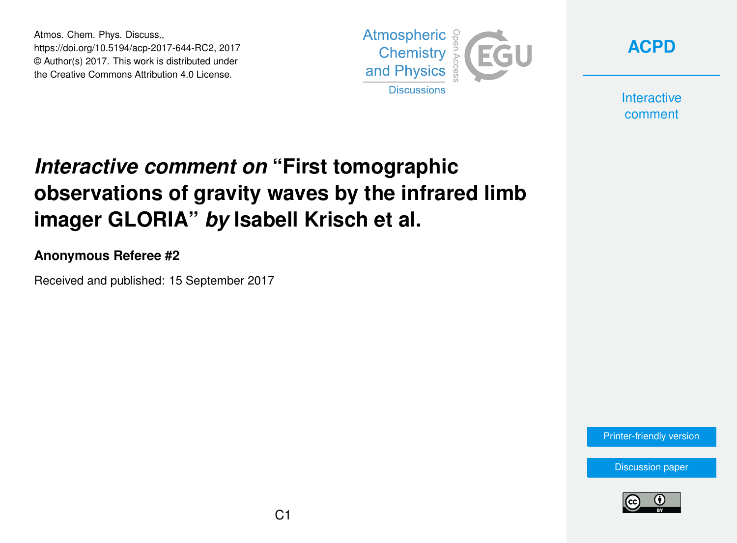Atmos. Chem. Phys. Discuss.,
https://doi.org/10.5194/acp-2017-644-RC2, 2017
© Author(s) 2017. This work is distributed under
the Creative Commons Attribution 4.0 License.

# *Interactive comment on* "First tomographic observations of gravity waves by the infrared limb imager GLORIA" *by* Isabell Krisch et al.

**Anonymous Referee #2**

Received and published: 15 September 2017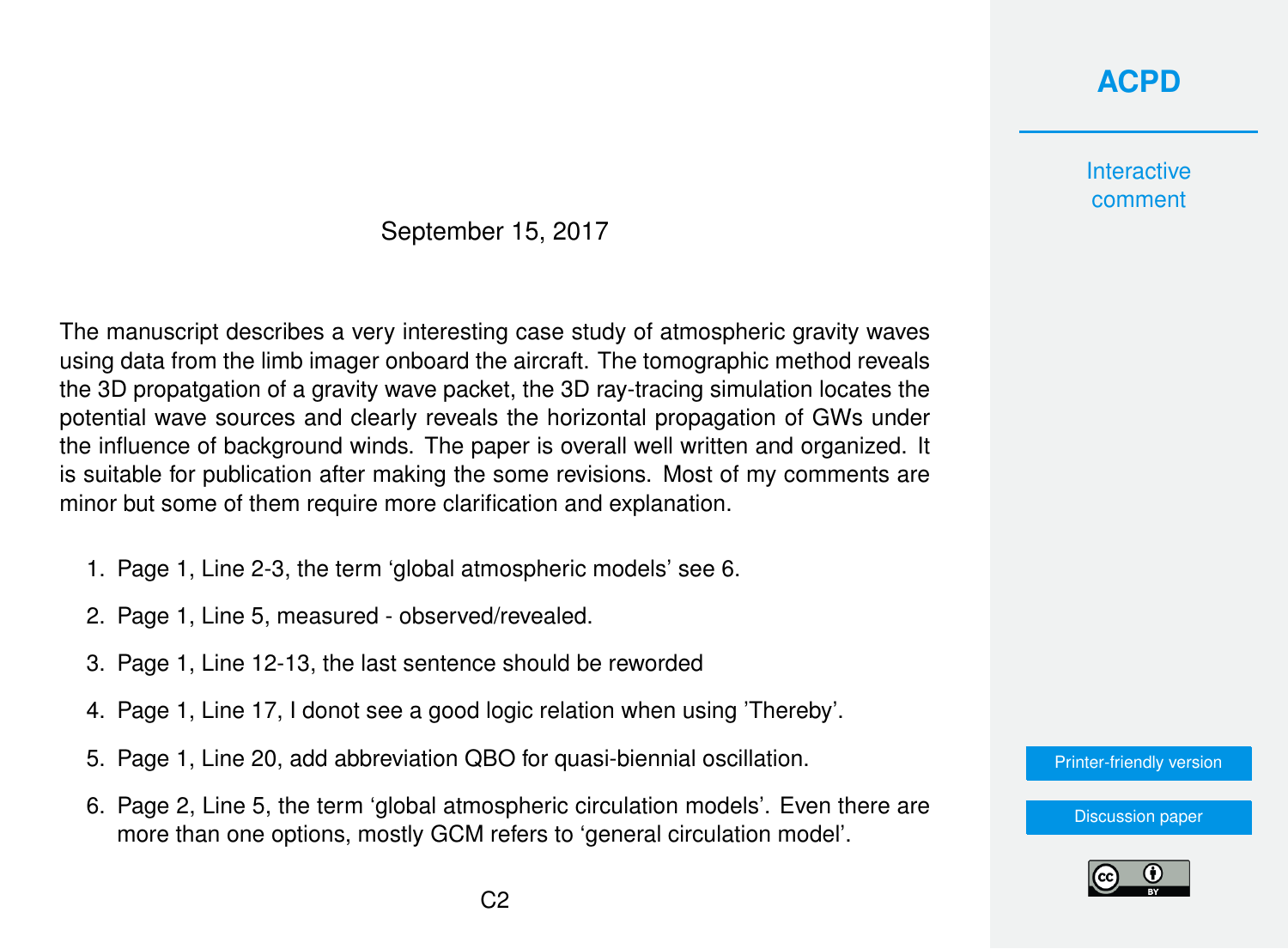September 15, 2017

The manuscript describes a very interesting case study of atmospheric gravity waves using data from the limb imager onboard the aircraft. The tomographic method reveals the 3D propatgation of a gravity wave packet, the 3D ray-tracing simulation locates the potential wave sources and clearly reveals the horizontal propagation of GWs under the influence of background winds. The paper is overall well written and organized. It is suitable for publication after making the some revisions. Most of my comments are minor but some of them require more clarification and explanation.

1. Page 1, Line 2-3, the term 'global atmospheric models' see 6.
2. Page 1, Line 5, measured - observed/revealed.
3. Page 1, Line 12-13, the last sentence should be reworded
4. Page 1, Line 17, I donot see a good logic relation when using 'Thereby'.
5. Page 1, Line 20, add abbreviation QBO for quasi-biennial oscillation.
6. Page 2, Line 5, the term 'global atmospheric circulation models'. Even there are more than one options, mostly GCM refers to 'general circulation model'.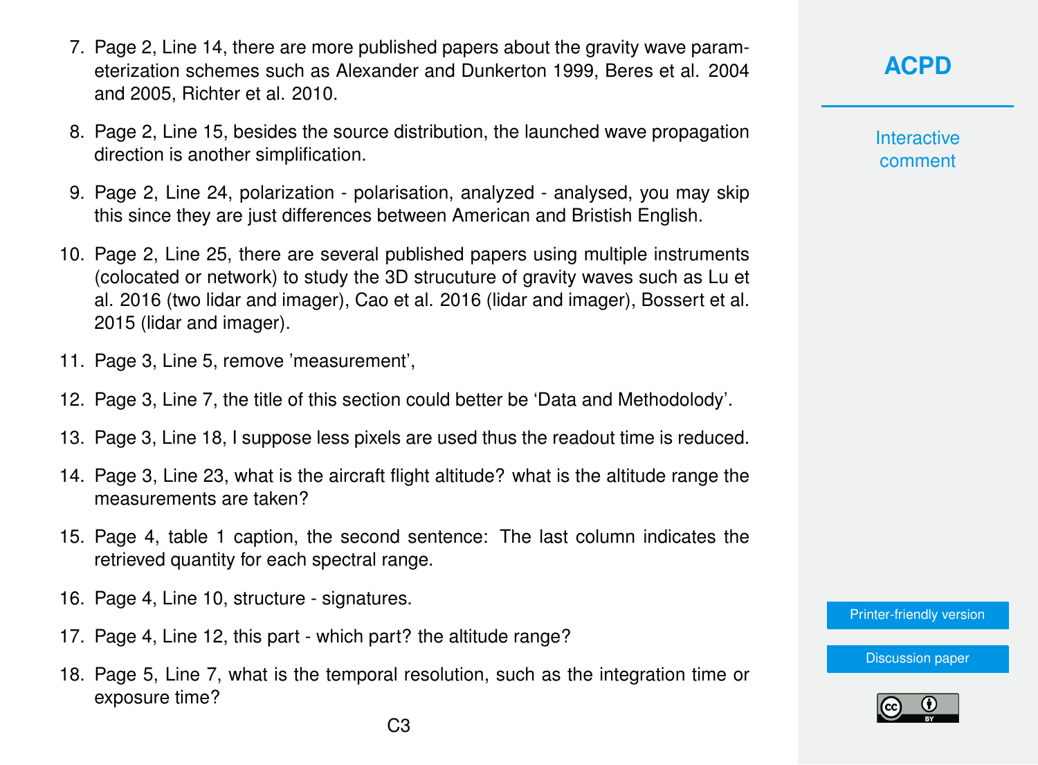7. Page 2, Line 14, there are more published papers about the gravity wave parameterization schemes such as Alexander and Dunkerton 1999, Beres et al. 2004 and 2005, Richter et al. 2010.
8. Page 2, Line 15, besides the source distribution, the launched wave propagation direction is another simplification.
9. Page 2, Line 24, polarization - polarisation, analyzed - analysed, you may skip this since they are just differences between American and Bristish English.
10. Page 2, Line 25, there are several published papers using multiple instruments (colocated or network) to study the 3D strucuture of gravity waves such as Lu et al. 2016 (two lidar and imager), Cao et al. 2016 (lidar and imager), Bossert et al. 2015 (lidar and imager).
11. Page 3, Line 5, remove 'measurement',
12. Page 3, Line 7, the title of this section could better be 'Data and Methodolody'.
13. Page 3, Line 18, I suppose less pixels are used thus the readout time is reduced.
14. Page 3, Line 23, what is the aircraft flight altitude? what is the altitude range the measurements are taken?
15. Page 4, table 1 caption, the second sentence: The last column indicates the retrieved quantity for each spectral range.
16. Page 4, Line 10, structure - signatures.
17. Page 4, Line 12, this part - which part? the altitude range?
18. Page 5, Line 7, what is the temporal resolution, such as the integration time or exposure time?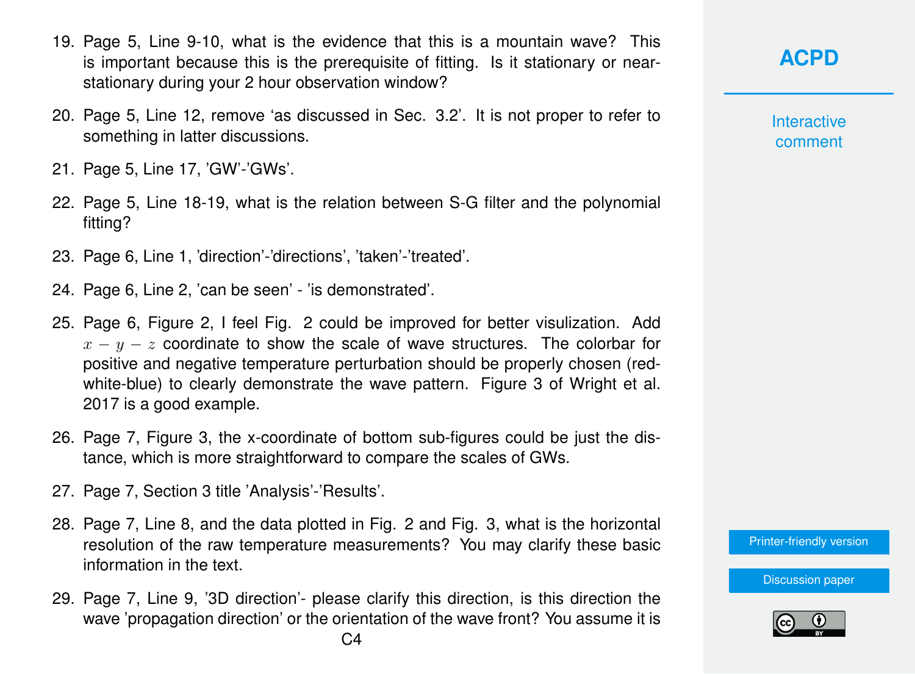19. Page 5, Line 9-10, what is the evidence that this is a mountain wave? This is important because this is the prerequisite of fitting. Is it stationary or near-stationary during your 2 hour observation window?

20. Page 5, Line 12, remove 'as discussed in Sec. 3.2'. It is not proper to refer to something in latter discussions.

21. Page 5, Line 17, 'GW'-'GWs'.

22. Page 5, Line 18-19, what is the relation between S-G filter and the polynomial fitting?

23. Page 6, Line 1, 'direction'-'directions', 'taken'-'treated'.

24. Page 6, Line 2, 'can be seen' - 'is demonstrated'.

25. Page 6, Figure 2, I feel Fig. 2 could be improved for better visulization. Add $x - y - z$ coordinate to show the scale of wave structures. The colorbar for positive and negative temperature perturbation should be properly chosen (red-white-blue) to clearly demonstrate the wave pattern. Figure 3 of Wright et al. 2017 is a good example.

26. Page 7, Figure 3, the x-coordinate of bottom sub-figures could be just the distance, which is more straightforward to compare the scales of GWs.

27. Page 7, Section 3 title 'Analysis'-'Results'.

28. Page 7, Line 8, and the data plotted in Fig. 2 and Fig. 3, what is the horizontal resolution of the raw temperature measurements? You may clarify these basic information in the text.

29. Page 7, Line 9, '3D direction'- please clarify this direction, is this direction the wave 'propagation direction' or the orientation of the wave front? You assume it is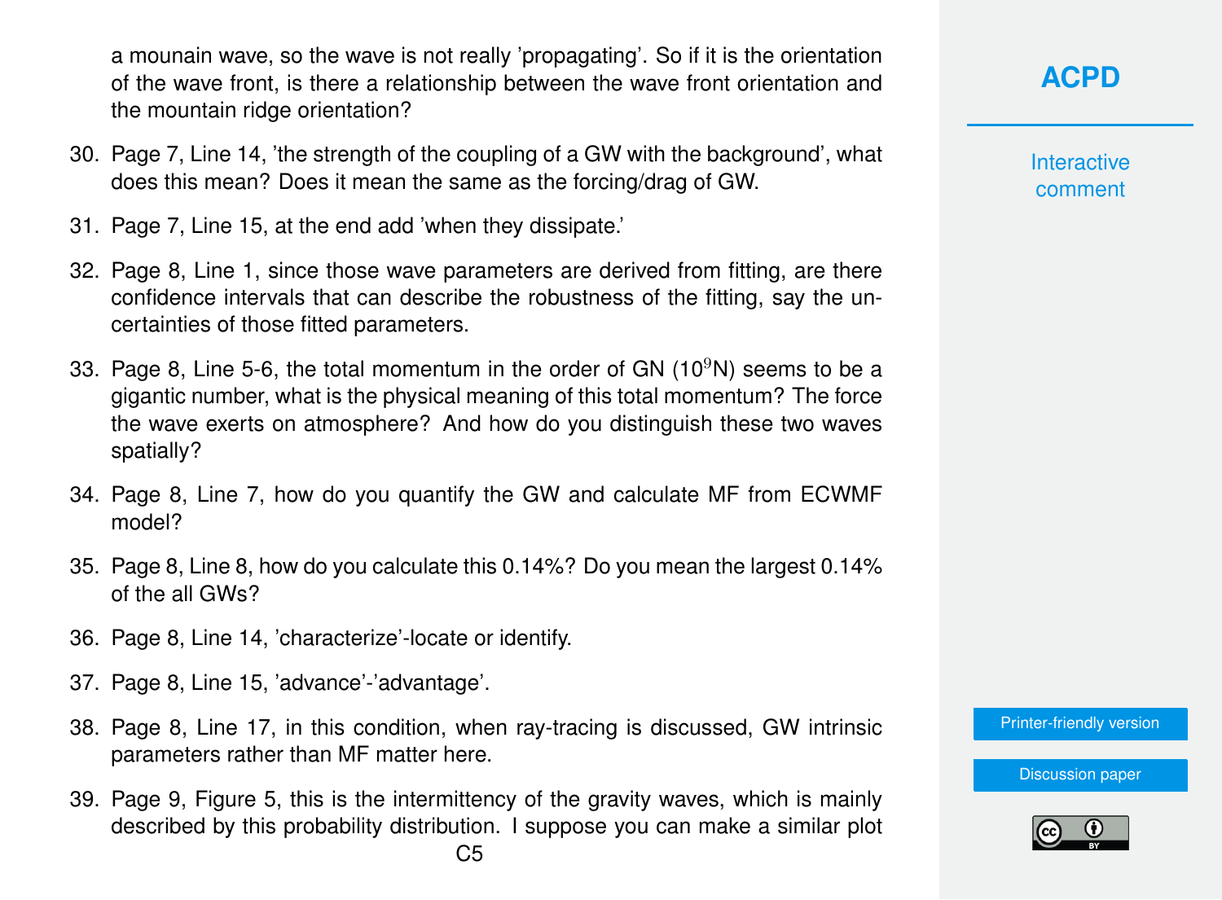a mounain wave, so the wave is not really 'propagating'. So if it is the orientation of the wave front, is there a relationship between the wave front orientation and the mountain ridge orientation?

30. Page 7, Line 14, 'the strength of the coupling of a GW with the background', what does this mean? Does it mean the same as the forcing/drag of GW.
31. Page 7, Line 15, at the end add 'when they dissipate.'
32. Page 8, Line 1, since those wave parameters are derived from fitting, are there confidence intervals that can describe the robustness of the fitting, say the uncertainties of those fitted parameters.
33. Page 8, Line 5-6, the total momentum in the order of GN ($10^9$N) seems to be a gigantic number, what is the physical meaning of this total momentum? The force the wave exerts on atmosphere? And how do you distinguish these two waves spatially?
34. Page 8, Line 7, how do you quantify the GW and calculate MF from ECWMF model?
35. Page 8, Line 8, how do you calculate this 0.14%? Do you mean the largest 0.14% of the all GWs?
36. Page 8, Line 14, 'characterize'-locate or identify.
37. Page 8, Line 15, 'advance'-'advantage'.
38. Page 8, Line 17, in this condition, when ray-tracing is discussed, GW intrinsic parameters rather than MF matter here.
39. Page 9, Figure 5, this is the intermittency of the gravity waves, which is mainly described by this probability distribution. I suppose you can make a similar plot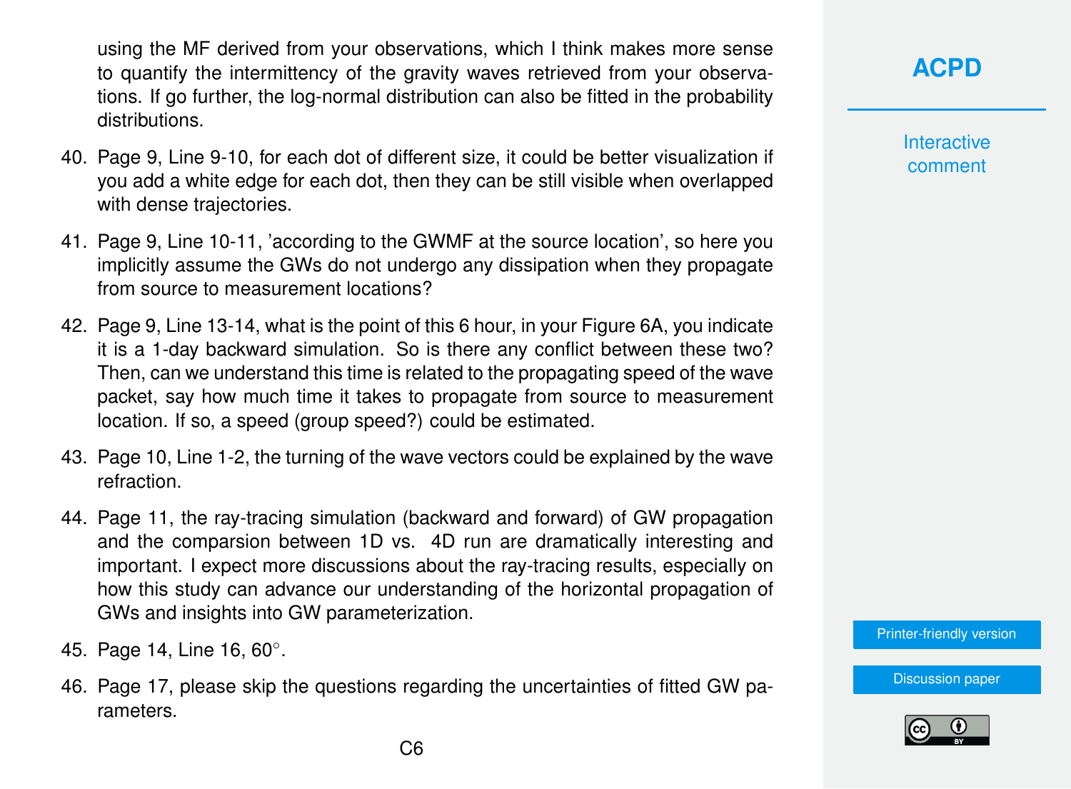using the MF derived from your observations, which I think makes more sense to quantify the intermittency of the gravity waves retrieved from your observations. If go further, the log-normal distribution can also be fitted in the probability distributions.

40. Page 9, Line 9-10, for each dot of different size, it could be better visualization if you add a white edge for each dot, then they can be still visible when overlapped with dense trajectories.

41. Page 9, Line 10-11, 'according to the GWMF at the source location', so here you implicitly assume the GWs do not undergo any dissipation when they propagate from source to measurement locations?

42. Page 9, Line 13-14, what is the point of this 6 hour, in your Figure 6A, you indicate it is a 1-day backward simulation. So is there any conflict between these two? Then, can we understand this time is related to the propagating speed of the wave packet, say how much time it takes to propagate from source to measurement location. If so, a speed (group speed?) could be estimated.

43. Page 10, Line 1-2, the turning of the wave vectors could be explained by the wave refraction.

44. Page 11, the ray-tracing simulation (backward and forward) of GW propagation and the comparsion between 1D vs. 4D run are dramatically interesting and important. I expect more discussions about the ray-tracing results, especially on how this study can advance our understanding of the horizontal propagation of GWs and insights into GW parameterization.

45. Page 14, Line 16, 60°.

46. Page 17, please skip the questions regarding the uncertainties of fitted GW parameters.